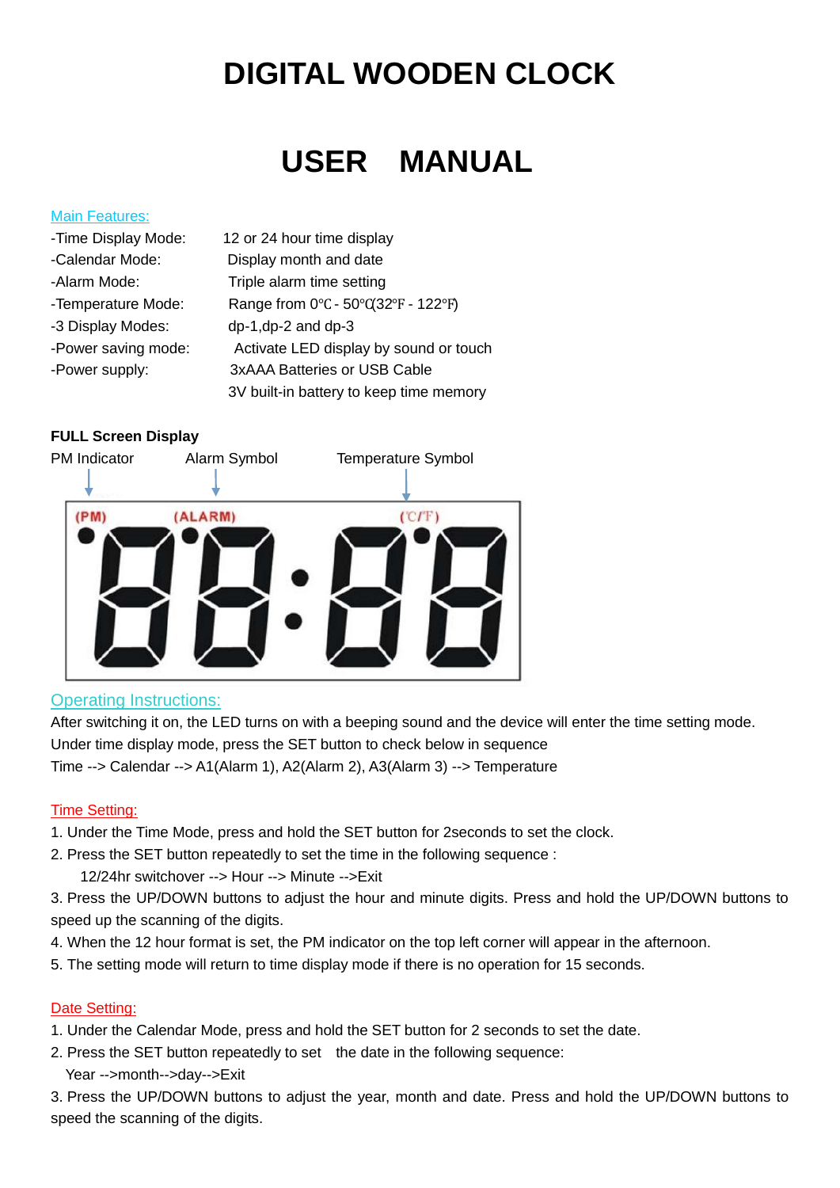# DIGITAL WOODEN CLOCK

# USER MANUAL

Main Features:

-Time Display Mode: 12 or 24 hour time display
-Calendar Mode: Display month and date
-Alarm Mode: Triple alarm time setting
-Temperature Mode: Range from 0℃ - 50℃(32℉ - 122℉)
-3 Display Modes: dp-1,dp-2 and dp-3
-Power saving mode: Activate LED display by sound or touch
-Power supply: 3xAAA Batteries or USB Cable
3V built-in battery to keep time memory

**FULL Screen Display**

PM Indicator    Alarm Symbol    Temperature Symbol

(PM) (ALARM) (℃/℉) 88:88

Operating Instructions:

After switching it on, the LED turns on with a beeping sound and the device will enter the time setting mode.
Under time display mode, press the SET button to check below in sequence
Time --> Calendar --> A1(Alarm 1), A2(Alarm 2), A3(Alarm 3) --> Temperature

Time Setting:

1. Under the Time Mode, press and hold the SET button for 2seconds to set the clock.
2. Press the SET button repeatedly to set the time in the following sequence :
   12/24hr switchover --> Hour --> Minute -->Exit
3. Press the UP/DOWN buttons to adjust the hour and minute digits. Press and hold the UP/DOWN buttons to speed up the scanning of the digits.
4. When the 12 hour format is set, the PM indicator on the top left corner will appear in the afternoon.
5. The setting mode will return to time display mode if there is no operation for 15 seconds.

Date Setting:

1. Under the Calendar Mode, press and hold the SET button for 2 seconds to set the date.
2. Press the SET button repeatedly to set the date in the following sequence:
   Year -->month-->day-->Exit
3. Press the UP/DOWN buttons to adjust the year, month and date. Press and hold the UP/DOWN buttons to speed the scanning of the digits.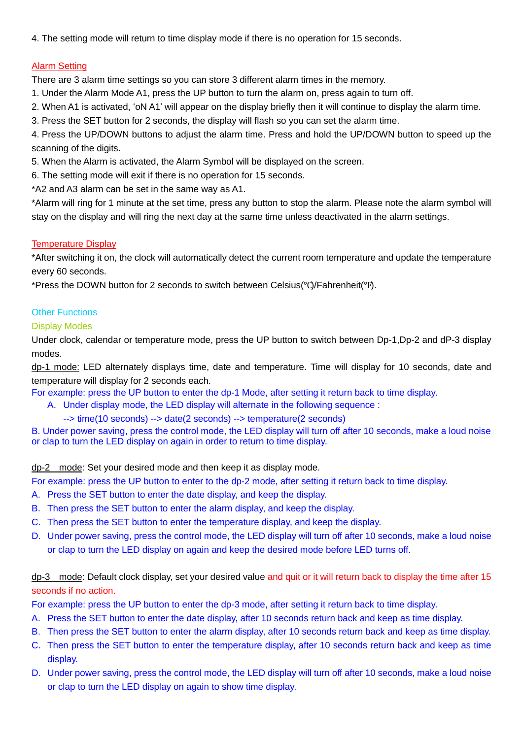4. The setting mode will return to time display mode if there is no operation for 15 seconds.

## Alarm Setting

There are 3 alarm time settings so you can store 3 different alarm times in the memory.

1. Under the Alarm Mode A1, press the UP button to turn the alarm on, press again to turn off.
2. When A1 is activated, 'oN A1' will appear on the display briefly then it will continue to display the alarm time.
3. Press the SET button for 2 seconds, the display will flash so you can set the alarm time.
4. Press the UP/DOWN buttons to adjust the alarm time. Press and hold the UP/DOWN button to speed up the scanning of the digits.
5. When the Alarm is activated, the Alarm Symbol will be displayed on the screen.
6. The setting mode will exit if there is no operation for 15 seconds.

*A2 and A3 alarm can be set in the same way as A1.

*Alarm will ring for 1 minute at the set time, press any button to stop the alarm. Please note the alarm symbol will stay on the display and will ring the next day at the same time unless deactivated in the alarm settings.

## Temperature Display

*After switching it on, the clock will automatically detect the current room temperature and update the temperature every 60 seconds.

*Press the DOWN button for 2 seconds to switch between Celsius(℃)/Fahrenheit(℉).

## Other Functions

### Display Modes

Under clock, calendar or temperature mode, press the UP button to switch between Dp-1,Dp-2 and dP-3 display modes.

dp-1 mode: LED alternately displays time, date and temperature. Time will display for 10 seconds, date and temperature will display for 2 seconds each.

For example: press the UP button to enter the dp-1 Mode, after setting it return back to time display.

A. Under display mode, the LED display will alternate in the following sequence :
   --> time(10 seconds) --> date(2 seconds) --> temperature(2 seconds)

B. Under power saving, press the control mode, the LED display will turn off after 10 seconds, make a loud noise or clap to turn the LED display on again in order to return to time display.

dp-2 mode: Set your desired mode and then keep it as display mode.

For example: press the UP button to enter to the dp-2 mode, after setting it return back to time display.

A. Press the SET button to enter the date display, and keep the display.
B. Then press the SET button to enter the alarm display, and keep the display.
C. Then press the SET button to enter the temperature display, and keep the display.
D. Under power saving, press the control mode, the LED display will turn off after 10 seconds, make a loud noise or clap to turn the LED display on again and keep the desired mode before LED turns off.

dp-3 mode: Default clock display, set your desired value and quit or it will return back to display the time after 15 seconds if no action.

For example: press the UP button to enter the dp-3 mode, after setting it return back to time display.

A. Press the SET button to enter the date display, after 10 seconds return back and keep as time display.
B. Then press the SET button to enter the alarm display, after 10 seconds return back and keep as time display.
C. Then press the SET button to enter the temperature display, after 10 seconds return back and keep as time display.
D. Under power saving, press the control mode, the LED display will turn off after 10 seconds, make a loud noise or clap to turn the LED display on again to show time display.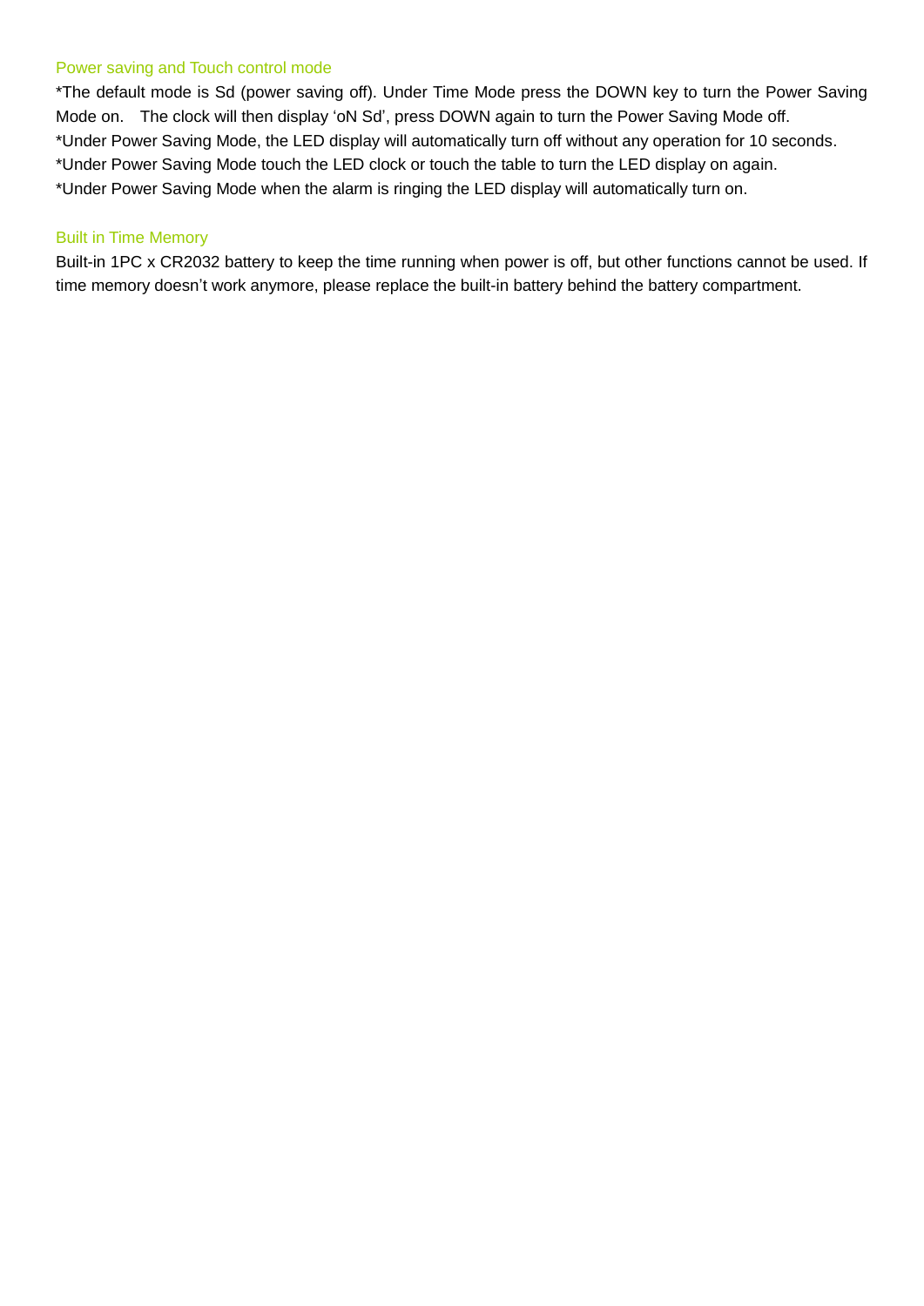## Power saving and Touch control mode

*The default mode is Sd (power saving off). Under Time Mode press the DOWN key to turn the Power Saving Mode on. The clock will then display ‘oN Sd’, press DOWN again to turn the Power Saving Mode off.
*Under Power Saving Mode, the LED display will automatically turn off without any operation for 10 seconds.
*Under Power Saving Mode touch the LED clock or touch the table to turn the LED display on again.
*Under Power Saving Mode when the alarm is ringing the LED display will automatically turn on.

## Built in Time Memory

Built-in 1PC x CR2032 battery to keep the time running when power is off, but other functions cannot be used. If time memory doesn’t work anymore, please replace the built-in battery behind the battery compartment.